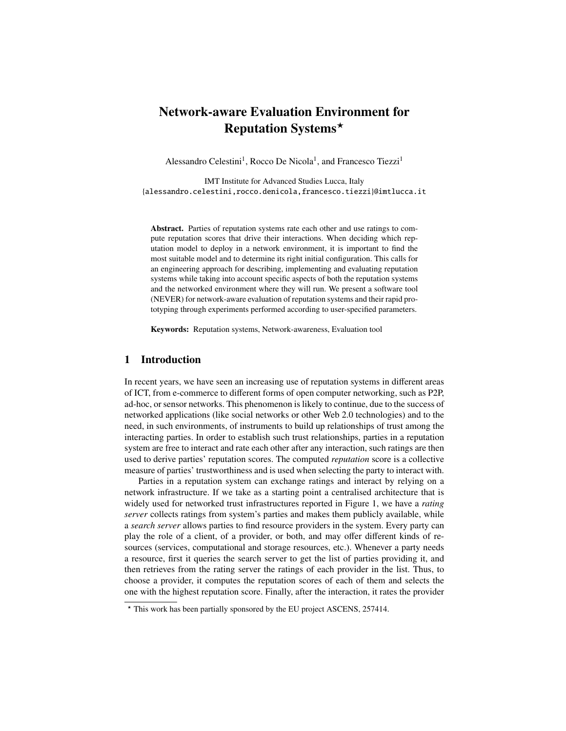# Network-aware Evaluation Environment for Reputation Systems*

Alessandro Celestini[1], Rocco De Nicola[1], and Francesco Tiezzi[1]

IMT Institute for Advanced Studies Lucca, Italy
{alessandro.celestini,rocco.denicola,francesco.tiezzi}@imtlucca.it

**Abstract.** Parties of reputation systems rate each other and use ratings to compute reputation scores that drive their interactions. When deciding which reputation model to deploy in a network environment, it is important to find the most suitable model and to determine its right initial configuration. This calls for an engineering approach for describing, implementing and evaluating reputation systems while taking into account specific aspects of both the reputation systems and the networked environment where they will run. We present a software tool (NEVER) for network-aware evaluation of reputation systems and their rapid prototyping through experiments performed according to user-specified parameters.

**Keywords:** Reputation systems, Network-awareness, Evaluation tool

## 1 Introduction

In recent years, we have seen an increasing use of reputation systems in different areas of ICT, from e-commerce to different forms of open computer networking, such as P2P, ad-hoc, or sensor networks. This phenomenon is likely to continue, due to the success of networked applications (like social networks or other Web 2.0 technologies) and to the need, in such environments, of instruments to build up relationships of trust among the interacting parties. In order to establish such trust relationships, parties in a reputation system are free to interact and rate each other after any interaction, such ratings are then used to derive parties' reputation scores. The computed *reputation* score is a collective measure of parties' trustworthiness and is used when selecting the party to interact with.

Parties in a reputation system can exchange ratings and interact by relying on a network infrastructure. If we take as a starting point a centralised architecture that is widely used for networked trust infrastructures reported in Figure 1, we have a *rating server* collects ratings from system's parties and makes them publicly available, while a *search server* allows parties to find resource providers in the system. Every party can play the role of a client, of a provider, or both, and may offer different kinds of resources (services, computational and storage resources, etc.). Whenever a party needs a resource, first it queries the search server to get the list of parties providing it, and then retrieves from the rating server the ratings of each provider in the list. Thus, to choose a provider, it computes the reputation scores of each of them and selects the one with the highest reputation score. Finally, after the interaction, it rates the provider

* This work has been partially sponsored by the EU project ASCENS, 257414.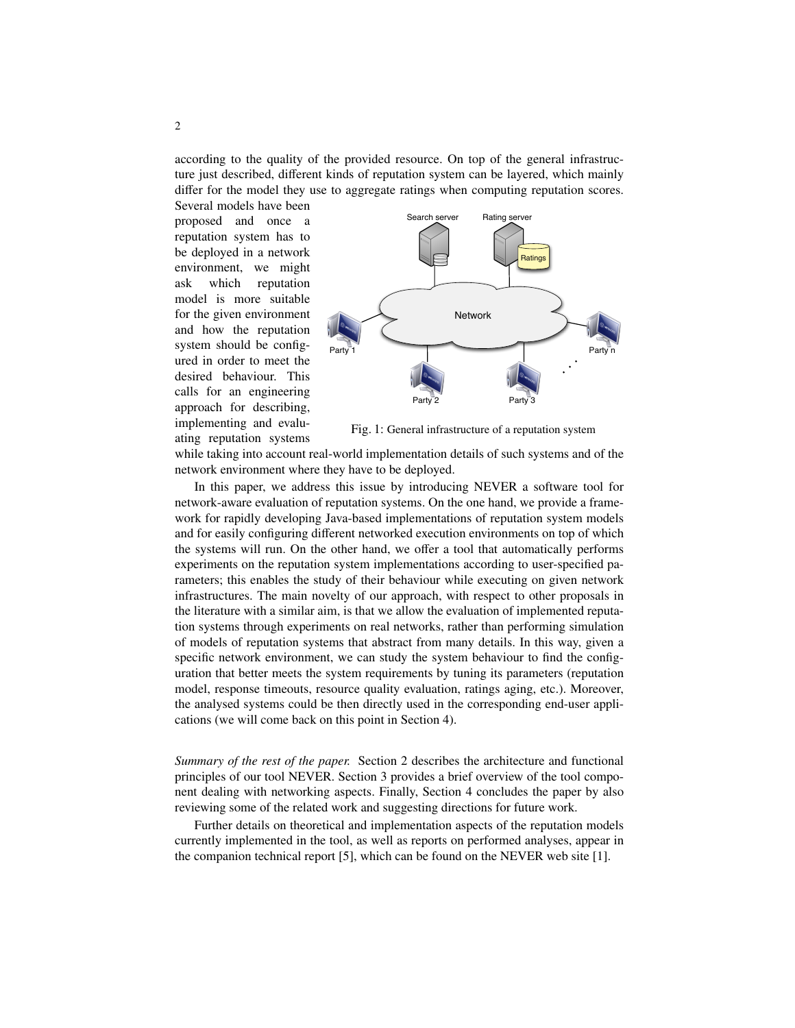according to the quality of the provided resource. On top of the general infrastructure just described, different kinds of reputation system can be layered, which mainly differ for the model they use to aggregate ratings when computing reputation scores. Several models have been proposed and once a reputation system has to be deployed in a network environment, we might ask which reputation model is more suitable for the given environment and how the reputation system should be configured in order to meet the desired behaviour. This calls for an engineering approach for describing, implementing and evaluating reputation systems while taking into account real-world implementation details of such systems and of the network environment where they have to be deployed.

Fig. 1: General infrastructure of a reputation system

In this paper, we address this issue by introducing NEVER a software tool for network-aware evaluation of reputation systems. On the one hand, we provide a framework for rapidly developing Java-based implementations of reputation system models and for easily configuring different networked execution environments on top of which the systems will run. On the other hand, we offer a tool that automatically performs experiments on the reputation system implementations according to user-specified parameters; this enables the study of their behaviour while executing on given network infrastructures. The main novelty of our approach, with respect to other proposals in the literature with a similar aim, is that we allow the evaluation of implemented reputation systems through experiments on real networks, rather than performing simulation of models of reputation systems that abstract from many details. In this way, given a specific network environment, we can study the system behaviour to find the configuration that better meets the system requirements by tuning its parameters (reputation model, response timeouts, resource quality evaluation, ratings aging, etc.). Moreover, the analysed systems could be then directly used in the corresponding end-user applications (we will come back on this point in Section 4).

*Summary of the rest of the paper.* Section 2 describes the architecture and functional principles of our tool NEVER. Section 3 provides a brief overview of the tool component dealing with networking aspects. Finally, Section 4 concludes the paper by also reviewing some of the related work and suggesting directions for future work.

Further details on theoretical and implementation aspects of the reputation models currently implemented in the tool, as well as reports on performed analyses, appear in the companion technical report [5], which can be found on the NEVER web site [1].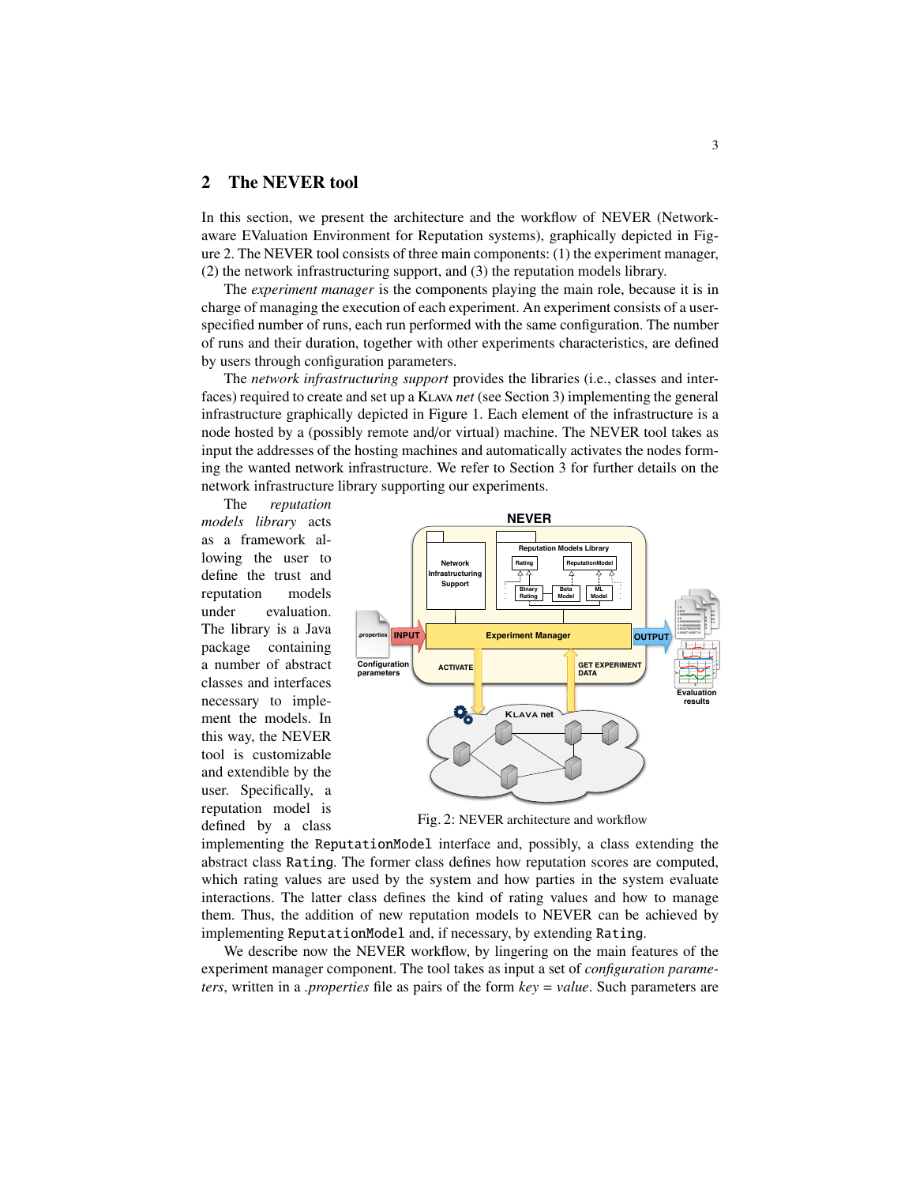## 2 The NEVER tool

In this section, we present the architecture and the workflow of NEVER (Network-aware EValuation Environment for Reputation systems), graphically depicted in Figure 2. The NEVER tool consists of three main components: (1) the experiment manager, (2) the network infrastructuring support, and (3) the reputation models library.

The *experiment manager* is the components playing the main role, because it is in charge of managing the execution of each experiment. An experiment consists of a user-specified number of runs, each run performed with the same configuration. The number of runs and their duration, together with other experiments characteristics, are defined by users through configuration parameters.

The *network infrastructuring support* provides the libraries (i.e., classes and interfaces) required to create and set up a KLAVA *net* (see Section 3) implementing the general infrastructure graphically depicted in Figure 1. Each element of the infrastructure is a node hosted by a (possibly remote and/or virtual) machine. The NEVER tool takes as input the addresses of the hosting machines and automatically activates the nodes forming the wanted network infrastructure. We refer to Section 3 for further details on the network infrastructure library supporting our experiments.

The *reputation models library* acts as a framework allowing the user to define the trust and reputation models under evaluation. The library is a Java package containing a number of abstract classes and interfaces necessary to implement the models. In this way, the NEVER tool is customizable and extendible by the user. Specifically, a reputation model is defined by a class implementing the `ReputationModel` interface and, possibly, a class extending the abstract class `Rating`. The former class defines how reputation scores are computed, which rating values are used by the system and how parties in the system evaluate interactions. The latter class defines the kind of rating values and how to manage them. Thus, the addition of new reputation models to NEVER can be achieved by implementing `ReputationModel` and, if necessary, by extending `Rating`.

Fig. 2: NEVER architecture and workflow

We describe now the NEVER workflow, by lingering on the main features of the experiment manager component. The tool takes as input a set of *configuration parameters*, written in a *.properties* file as pairs of the form *key* = *value*. Such parameters are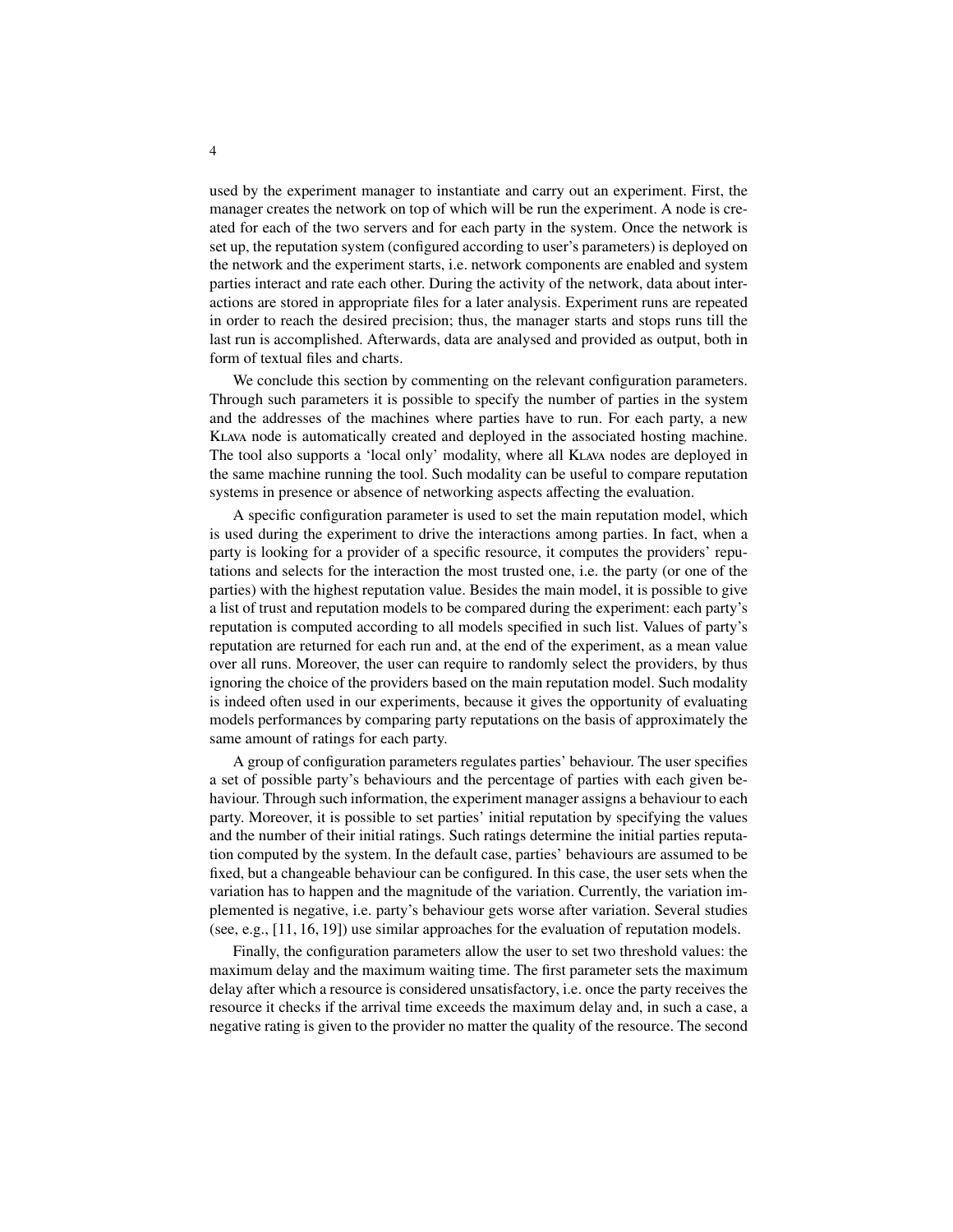used by the experiment manager to instantiate and carry out an experiment. First, the manager creates the network on top of which will be run the experiment. A node is created for each of the two servers and for each party in the system. Once the network is set up, the reputation system (configured according to user's parameters) is deployed on the network and the experiment starts, i.e. network components are enabled and system parties interact and rate each other. During the activity of the network, data about interactions are stored in appropriate files for a later analysis. Experiment runs are repeated in order to reach the desired precision; thus, the manager starts and stops runs till the last run is accomplished. Afterwards, data are analysed and provided as output, both in form of textual files and charts.

We conclude this section by commenting on the relevant configuration parameters. Through such parameters it is possible to specify the number of parties in the system and the addresses of the machines where parties have to run. For each party, a new KLAVA node is automatically created and deployed in the associated hosting machine. The tool also supports a 'local only' modality, where all KLAVA nodes are deployed in the same machine running the tool. Such modality can be useful to compare reputation systems in presence or absence of networking aspects affecting the evaluation.

A specific configuration parameter is used to set the main reputation model, which is used during the experiment to drive the interactions among parties. In fact, when a party is looking for a provider of a specific resource, it computes the providers' reputations and selects for the interaction the most trusted one, i.e. the party (or one of the parties) with the highest reputation value. Besides the main model, it is possible to give a list of trust and reputation models to be compared during the experiment: each party's reputation is computed according to all models specified in such list. Values of party's reputation are returned for each run and, at the end of the experiment, as a mean value over all runs. Moreover, the user can require to randomly select the providers, by thus ignoring the choice of the providers based on the main reputation model. Such modality is indeed often used in our experiments, because it gives the opportunity of evaluating models performances by comparing party reputations on the basis of approximately the same amount of ratings for each party.

A group of configuration parameters regulates parties' behaviour. The user specifies a set of possible party's behaviours and the percentage of parties with each given behaviour. Through such information, the experiment manager assigns a behaviour to each party. Moreover, it is possible to set parties' initial reputation by specifying the values and the number of their initial ratings. Such ratings determine the initial parties reputation computed by the system. In the default case, parties' behaviours are assumed to be fixed, but a changeable behaviour can be configured. In this case, the user sets when the variation has to happen and the magnitude of the variation. Currently, the variation implemented is negative, i.e. party's behaviour gets worse after variation. Several studies (see, e.g., [11, 16, 19]) use similar approaches for the evaluation of reputation models.

Finally, the configuration parameters allow the user to set two threshold values: the maximum delay and the maximum waiting time. The first parameter sets the maximum delay after which a resource is considered unsatisfactory, i.e. once the party receives the resource it checks if the arrival time exceeds the maximum delay and, in such a case, a negative rating is given to the provider no matter the quality of the resource. The second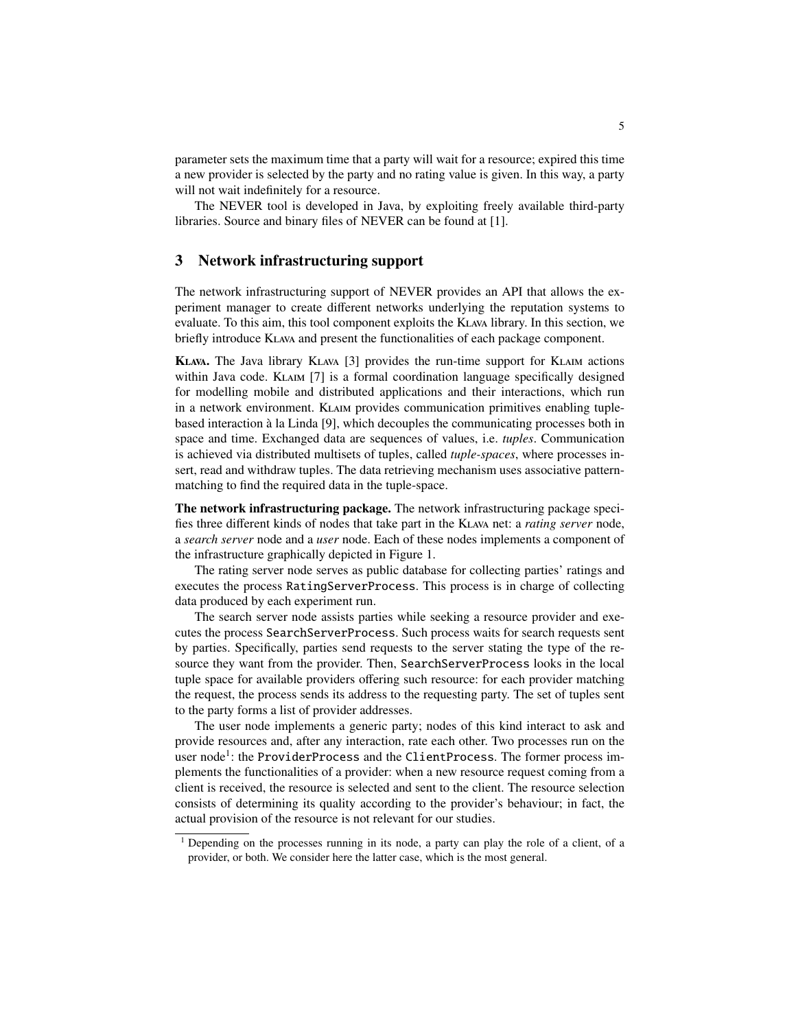parameter sets the maximum time that a party will wait for a resource; expired this time a new provider is selected by the party and no rating value is given. In this way, a party will not wait indefinitely for a resource.

The NEVER tool is developed in Java, by exploiting freely available third-party libraries. Source and binary files of NEVER can be found at [1].

## 3 Network infrastructuring support

The network infrastructuring support of NEVER provides an API that allows the experiment manager to create different networks underlying the reputation systems to evaluate. To this aim, this tool component exploits the KLAVA library. In this section, we briefly introduce KLAVA and present the functionalities of each package component.

**KLAVA.** The Java library KLAVA [3] provides the run-time support for KLAIM actions within Java code. KLAIM [7] is a formal coordination language specifically designed for modelling mobile and distributed applications and their interactions, which run in a network environment. KLAIM provides communication primitives enabling tuple-based interaction à la Linda [9], which decouples the communicating processes both in space and time. Exchanged data are sequences of values, i.e. *tuples*. Communication is achieved via distributed multisets of tuples, called *tuple-spaces*, where processes insert, read and withdraw tuples. The data retrieving mechanism uses associative pattern-matching to find the required data in the tuple-space.

**The network infrastructuring package.** The network infrastructuring package specifies three different kinds of nodes that take part in the KLAVA net: a *rating server* node, a *search server* node and a *user* node. Each of these nodes implements a component of the infrastructure graphically depicted in Figure 1.

The rating server node serves as public database for collecting parties' ratings and executes the process `RatingServerProcess`. This process is in charge of collecting data produced by each experiment run.

The search server node assists parties while seeking a resource provider and executes the process `SearchServerProcess`. Such process waits for search requests sent by parties. Specifically, parties send requests to the server stating the type of the resource they want from the provider. Then, `SearchServerProcess` looks in the local tuple space for available providers offering such resource: for each provider matching the request, the process sends its address to the requesting party. The set of tuples sent to the party forms a list of provider addresses.

The user node implements a generic party; nodes of this kind interact to ask and provide resources and, after any interaction, rate each other. Two processes run on the user node[1]: the `ProviderProcess` and the `ClientProcess`. The former process implements the functionalities of a provider: when a new resource request coming from a client is received, the resource is selected and sent to the client. The resource selection consists of determining its quality according to the provider's behaviour; in fact, the actual provision of the resource is not relevant for our studies.

[1] Depending on the processes running in its node, a party can play the role of a client, of a provider, or both. We consider here the latter case, which is the most general.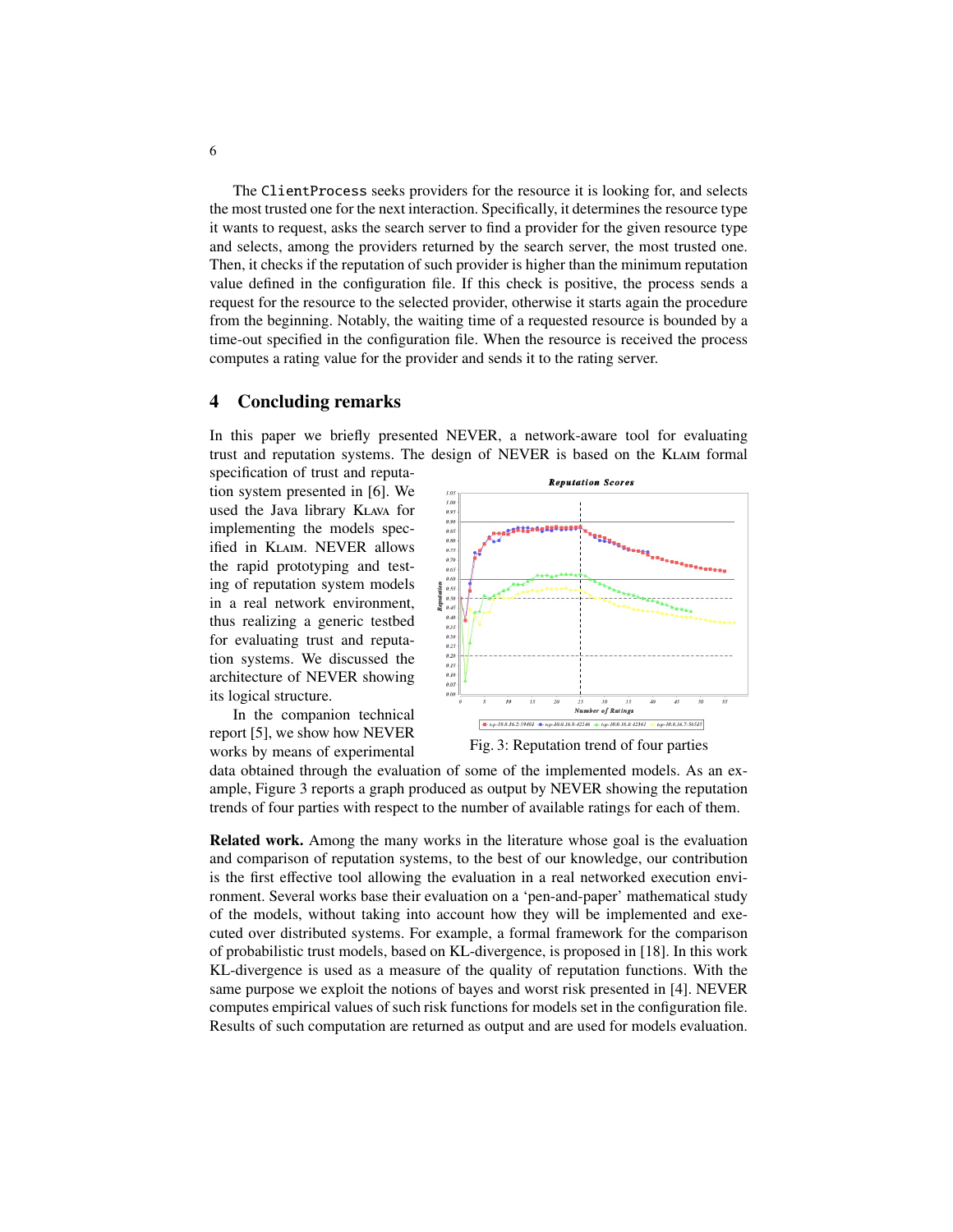The `ClientProcess` seeks providers for the resource it is looking for, and selects the most trusted one for the next interaction. Specifically, it determines the resource type it wants to request, asks the search server to find a provider for the given resource type and selects, among the providers returned by the search server, the most trusted one. Then, it checks if the reputation of such provider is higher than the minimum reputation value defined in the configuration file. If this check is positive, the process sends a request for the resource to the selected provider, otherwise it starts again the procedure from the beginning. Notably, the waiting time of a requested resource is bounded by a time-out specified in the configuration file. When the resource is received the process computes a rating value for the provider and sends it to the rating server.

## 4 Concluding remarks

In this paper we briefly presented NEVER, a network-aware tool for evaluating trust and reputation systems. The design of NEVER is based on the KLAIM formal specification of trust and reputation system presented in [6]. We used the Java library KLAVA for implementing the models specified in KLAIM. NEVER allows the rapid prototyping and testing of reputation system models in a real network environment, thus realizing a generic testbed for evaluating trust and reputation systems. We discussed the architecture of NEVER showing its logical structure.

In the companion technical report [5], we show how NEVER works by means of experimental data obtained through the evaluation of some of the implemented models. As an example, Figure 3 reports a graph produced as output by NEVER showing the reputation trends of four parties with respect to the number of available ratings for each of them.

Fig. 3: Reputation trend of four parties

**Related work.** Among the many works in the literature whose goal is the evaluation and comparison of reputation systems, to the best of our knowledge, our contribution is the first effective tool allowing the evaluation in a real networked execution environment. Several works base their evaluation on a 'pen-and-paper' mathematical study of the models, without taking into account how they will be implemented and executed over distributed systems. For example, a formal framework for the comparison of probabilistic trust models, based on KL-divergence, is proposed in [18]. In this work KL-divergence is used as a measure of the quality of reputation functions. With the same purpose we exploit the notions of bayes and worst risk presented in [4]. NEVER computes empirical values of such risk functions for models set in the configuration file. Results of such computation are returned as output and are used for models evaluation.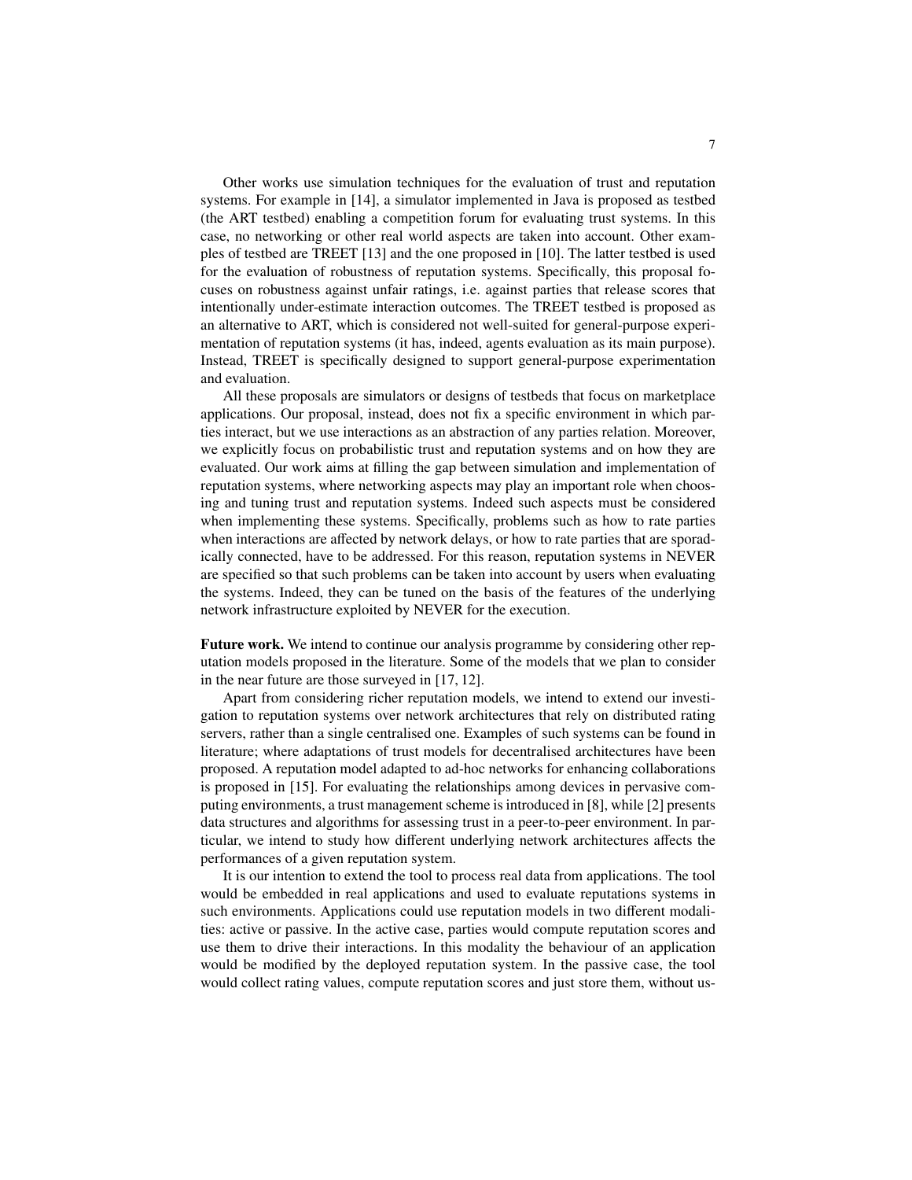Other works use simulation techniques for the evaluation of trust and reputation systems. For example in [14], a simulator implemented in Java is proposed as testbed (the ART testbed) enabling a competition forum for evaluating trust systems. In this case, no networking or other real world aspects are taken into account. Other examples of testbed are TREET [13] and the one proposed in [10]. The latter testbed is used for the evaluation of robustness of reputation systems. Specifically, this proposal focuses on robustness against unfair ratings, i.e. against parties that release scores that intentionally under-estimate interaction outcomes. The TREET testbed is proposed as an alternative to ART, which is considered not well-suited for general-purpose experimentation of reputation systems (it has, indeed, agents evaluation as its main purpose). Instead, TREET is specifically designed to support general-purpose experimentation and evaluation.

All these proposals are simulators or designs of testbeds that focus on marketplace applications. Our proposal, instead, does not fix a specific environment in which parties interact, but we use interactions as an abstraction of any parties relation. Moreover, we explicitly focus on probabilistic trust and reputation systems and on how they are evaluated. Our work aims at filling the gap between simulation and implementation of reputation systems, where networking aspects may play an important role when choosing and tuning trust and reputation systems. Indeed such aspects must be considered when implementing these systems. Specifically, problems such as how to rate parties when interactions are affected by network delays, or how to rate parties that are sporadically connected, have to be addressed. For this reason, reputation systems in NEVER are specified so that such problems can be taken into account by users when evaluating the systems. Indeed, they can be tuned on the basis of the features of the underlying network infrastructure exploited by NEVER for the execution.

**Future work.** We intend to continue our analysis programme by considering other reputation models proposed in the literature. Some of the models that we plan to consider in the near future are those surveyed in [17, 12].

Apart from considering richer reputation models, we intend to extend our investigation to reputation systems over network architectures that rely on distributed rating servers, rather than a single centralised one. Examples of such systems can be found in literature; where adaptations of trust models for decentralised architectures have been proposed. A reputation model adapted to ad-hoc networks for enhancing collaborations is proposed in [15]. For evaluating the relationships among devices in pervasive computing environments, a trust management scheme is introduced in [8], while [2] presents data structures and algorithms for assessing trust in a peer-to-peer environment. In particular, we intend to study how different underlying network architectures affects the performances of a given reputation system.

It is our intention to extend the tool to process real data from applications. The tool would be embedded in real applications and used to evaluate reputations systems in such environments. Applications could use reputation models in two different modalities: active or passive. In the active case, parties would compute reputation scores and use them to drive their interactions. In this modality the behaviour of an application would be modified by the deployed reputation system. In the passive case, the tool would collect rating values, compute reputation scores and just store them, without us-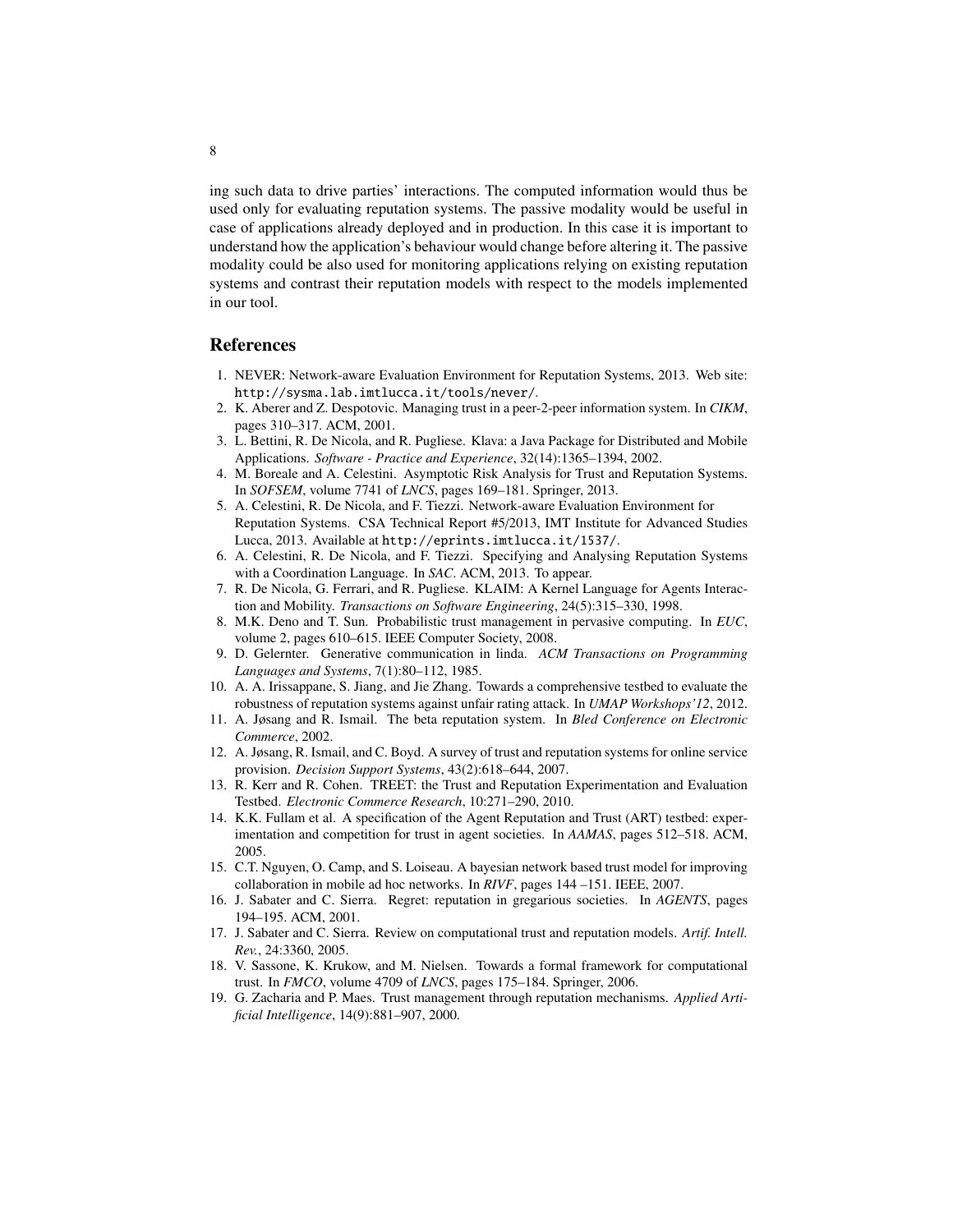ing such data to drive parties' interactions. The computed information would thus be used only for evaluating reputation systems. The passive modality would be useful in case of applications already deployed and in production. In this case it is important to understand how the application's behaviour would change before altering it. The passive modality could be also used for monitoring applications relying on existing reputation systems and contrast their reputation models with respect to the models implemented in our tool.

## References

1. NEVER: Network-aware Evaluation Environment for Reputation Systems, 2013. Web site: http://sysma.lab.imtlucca.it/tools/never/.
2. K. Aberer and Z. Despotovic. Managing trust in a peer-2-peer information system. In *CIKM*, pages 310–317. ACM, 2001.
3. L. Bettini, R. De Nicola, and R. Pugliese. Klava: a Java Package for Distributed and Mobile Applications. *Software - Practice and Experience*, 32(14):1365–1394, 2002.
4. M. Boreale and A. Celestini. Asymptotic Risk Analysis for Trust and Reputation Systems. In *SOFSEM*, volume 7741 of *LNCS*, pages 169–181. Springer, 2013.
5. A. Celestini, R. De Nicola, and F. Tiezzi. Network-aware Evaluation Environment for Reputation Systems. CSA Technical Report #5/2013, IMT Institute for Advanced Studies Lucca, 2013. Available at http://eprints.imtlucca.it/1537/.
6. A. Celestini, R. De Nicola, and F. Tiezzi. Specifying and Analysing Reputation Systems with a Coordination Language. In *SAC*. ACM, 2013. To appear.
7. R. De Nicola, G. Ferrari, and R. Pugliese. KLAIM: A Kernel Language for Agents Interaction and Mobility. *Transactions on Software Engineering*, 24(5):315–330, 1998.
8. M.K. Deno and T. Sun. Probabilistic trust management in pervasive computing. In *EUC*, volume 2, pages 610–615. IEEE Computer Society, 2008.
9. D. Gelernter. Generative communication in linda. *ACM Transactions on Programming Languages and Systems*, 7(1):80–112, 1985.
10. A. A. Irissappane, S. Jiang, and Jie Zhang. Towards a comprehensive testbed to evaluate the robustness of reputation systems against unfair rating attack. In *UMAP Workshops'12*, 2012.
11. A. Jøsang and R. Ismail. The beta reputation system. In *Bled Conference on Electronic Commerce*, 2002.
12. A. Jøsang, R. Ismail, and C. Boyd. A survey of trust and reputation systems for online service provision. *Decision Support Systems*, 43(2):618–644, 2007.
13. R. Kerr and R. Cohen. TREET: the Trust and Reputation Experimentation and Evaluation Testbed. *Electronic Commerce Research*, 10:271–290, 2010.
14. K.K. Fullam et al. A specification of the Agent Reputation and Trust (ART) testbed: experimentation and competition for trust in agent societies. In *AAMAS*, pages 512–518. ACM, 2005.
15. C.T. Nguyen, O. Camp, and S. Loiseau. A bayesian network based trust model for improving collaboration in mobile ad hoc networks. In *RIVF*, pages 144 –151. IEEE, 2007.
16. J. Sabater and C. Sierra. Regret: reputation in gregarious societies. In *AGENTS*, pages 194–195. ACM, 2001.
17. J. Sabater and C. Sierra. Review on computational trust and reputation models. *Artif. Intell. Rev.*, 24:3360, 2005.
18. V. Sassone, K. Krukow, and M. Nielsen. Towards a formal framework for computational trust. In *FMCO*, volume 4709 of *LNCS*, pages 175–184. Springer, 2006.
19. G. Zacharia and P. Maes. Trust management through reputation mechanisms. *Applied Artificial Intelligence*, 14(9):881–907, 2000.